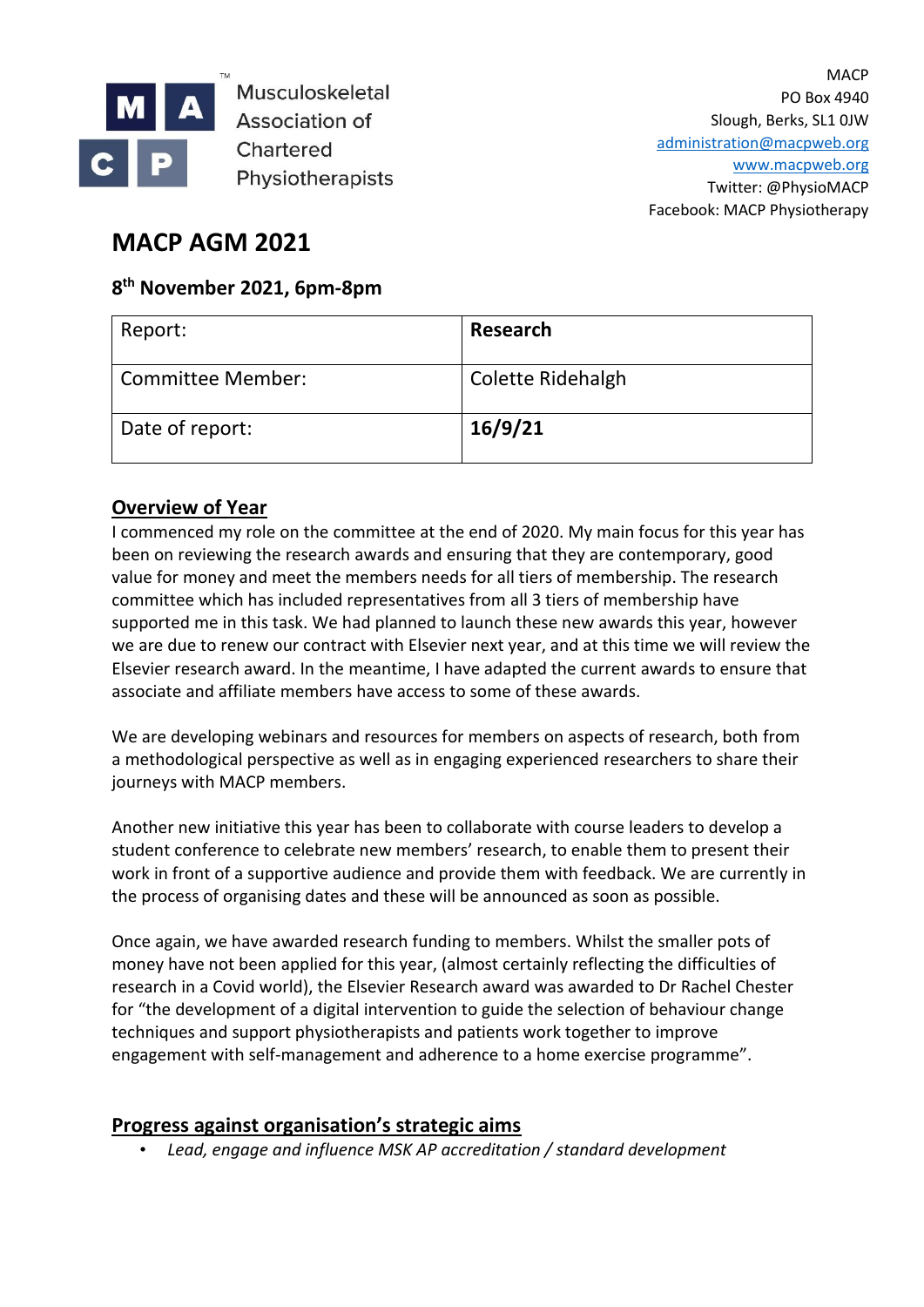Musculoskeletal Association of Chartered Physiotherapists

MACP
PO Box 4940
Slough, Berks, SL1 0JW
administration@macpweb.org
www.macpweb.org
Twitter: @PhysioMACP
Facebook: MACP Physiotherapy

# MACP AGM 2021

## 8th November 2021, 6pm-8pm

| Report: | **Research** |
|---|---|
| Committee Member: | Colette Ridehalgh |
| Date of report: | **16/9/21** |

## Overview of Year

I commenced my role on the committee at the end of 2020. My main focus for this year has been on reviewing the research awards and ensuring that they are contemporary, good value for money and meet the members needs for all tiers of membership. The research committee which has included representatives from all 3 tiers of membership have supported me in this task. We had planned to launch these new awards this year, however we are due to renew our contract with Elsevier next year, and at this time we will review the Elsevier research award. In the meantime, I have adapted the current awards to ensure that associate and affiliate members have access to some of these awards.

We are developing webinars and resources for members on aspects of research, both from a methodological perspective as well as in engaging experienced researchers to share their journeys with MACP members.

Another new initiative this year has been to collaborate with course leaders to develop a student conference to celebrate new members' research, to enable them to present their work in front of a supportive audience and provide them with feedback. We are currently in the process of organising dates and these will be announced as soon as possible.

Once again, we have awarded research funding to members. Whilst the smaller pots of money have not been applied for this year, (almost certainly reflecting the difficulties of research in a Covid world), the Elsevier Research award was awarded to Dr Rachel Chester for "the development of a digital intervention to guide the selection of behaviour change techniques and support physiotherapists and patients work together to improve engagement with self-management and adherence to a home exercise programme".

## Progress against organisation's strategic aims

- *Lead, engage and influence MSK AP accreditation / standard development*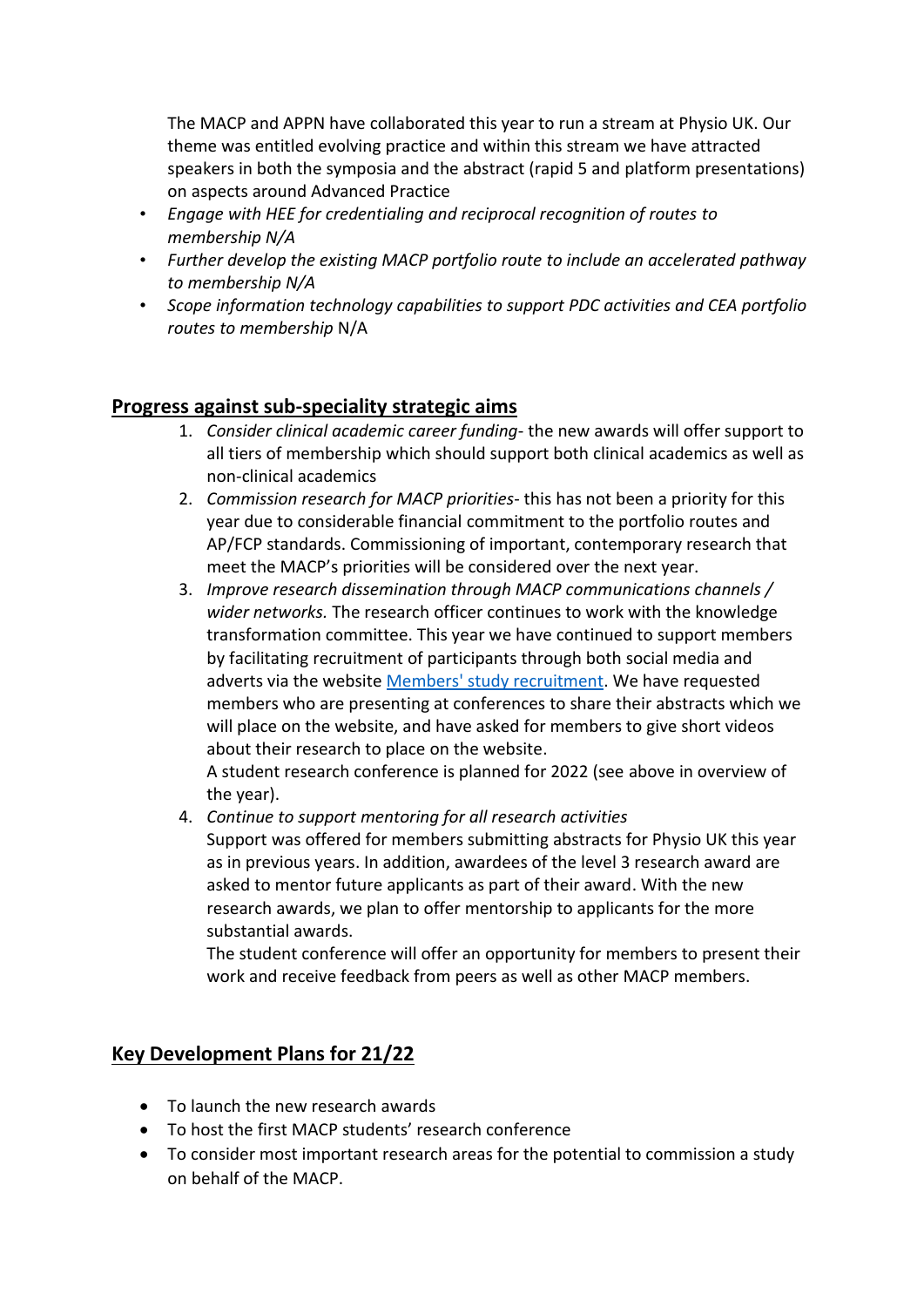The MACP and APPN have collaborated this year to run a stream at Physio UK. Our theme was entitled evolving practice and within this stream we have attracted speakers in both the symposia and the abstract (rapid 5 and platform presentations) on aspects around Advanced Practice

- *Engage with HEE for credentialing and reciprocal recognition of routes to membership N/A*
- *Further develop the existing MACP portfolio route to include an accelerated pathway to membership N/A*
- *Scope information technology capabilities to support PDC activities and CEA portfolio routes to membership* N/A

## Progress against sub-speciality strategic aims

1. *Consider clinical academic career funding*- the new awards will offer support to all tiers of membership which should support both clinical academics as well as non-clinical academics
2. *Commission research for MACP priorities*- this has not been a priority for this year due to considerable financial commitment to the portfolio routes and AP/FCP standards. Commissioning of important, contemporary research that meet the MACP's priorities will be considered over the next year.
3. *Improve research dissemination through MACP communications channels / wider networks.* The research officer continues to work with the knowledge transformation committee. This year we have continued to support members by facilitating recruitment of participants through both social media and adverts via the website Members' study recruitment. We have requested members who are presenting at conferences to share their abstracts which we will place on the website, and have asked for members to give short videos about their research to place on the website.
   A student research conference is planned for 2022 (see above in overview of the year).
4. *Continue to support mentoring for all research activities*
   Support was offered for members submitting abstracts for Physio UK this year as in previous years. In addition, awardees of the level 3 research award are asked to mentor future applicants as part of their award. With the new research awards, we plan to offer mentorship to applicants for the more substantial awards.
   The student conference will offer an opportunity for members to present their work and receive feedback from peers as well as other MACP members.

## Key Development Plans for 21/22

- To launch the new research awards
- To host the first MACP students' research conference
- To consider most important research areas for the potential to commission a study on behalf of the MACP.